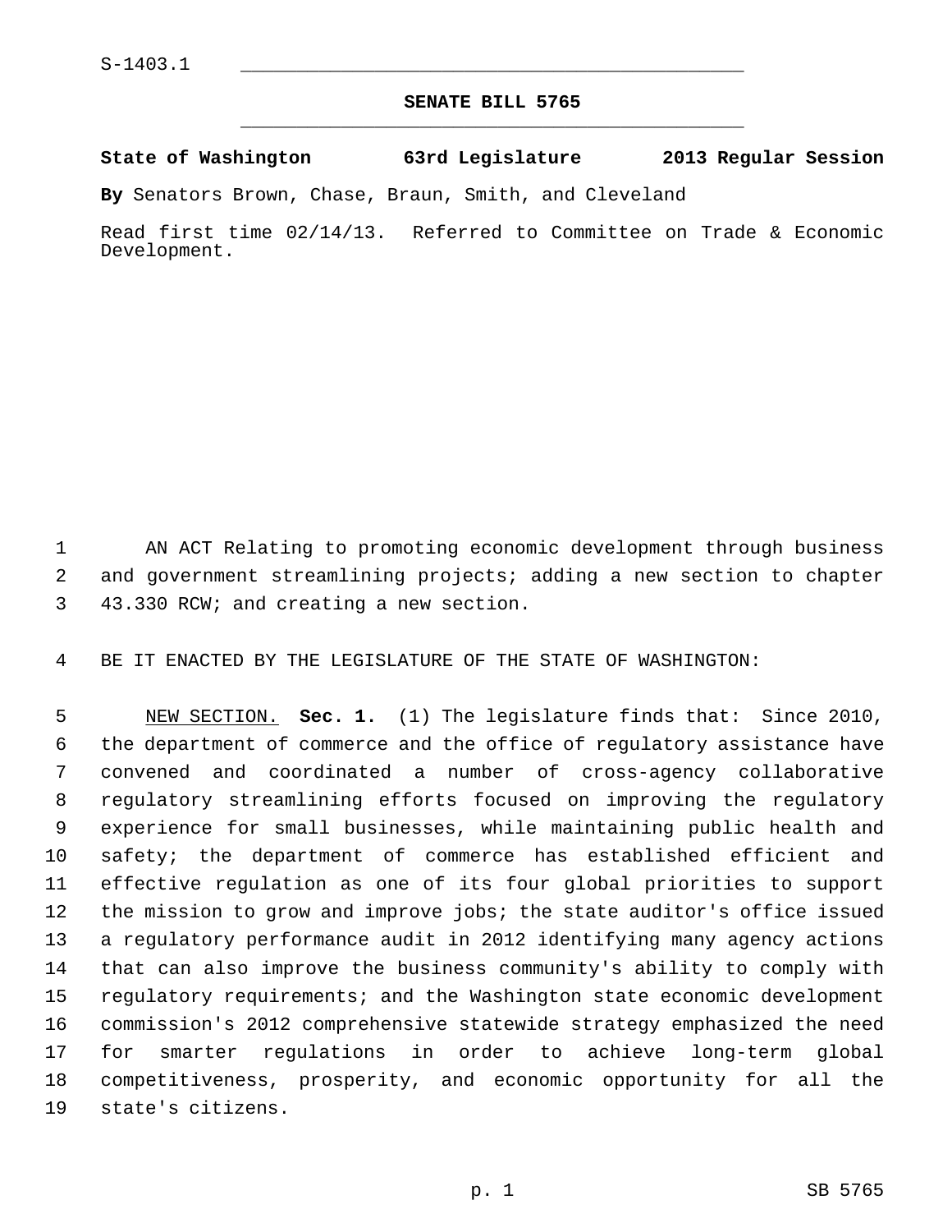S-1403.1

## SENATE BILL 5765

**State of Washington 63rd Legislature 2013 Regular Session**

**By** Senators Brown, Chase, Braun, Smith, and Cleveland

Read first time 02/14/13. Referred to Committee on Trade & Economic Development.

AN ACT Relating to promoting economic development through business and government streamlining projects; adding a new section to chapter 43.330 RCW; and creating a new section.

BE IT ENACTED BY THE LEGISLATURE OF THE STATE OF WASHINGTON:

NEW SECTION. **Sec. 1.** (1) The legislature finds that: Since 2010, the department of commerce and the office of regulatory assistance have convened and coordinated a number of cross-agency collaborative regulatory streamlining efforts focused on improving the regulatory experience for small businesses, while maintaining public health and safety; the department of commerce has established efficient and effective regulation as one of its four global priorities to support the mission to grow and improve jobs; the state auditor's office issued a regulatory performance audit in 2012 identifying many agency actions that can also improve the business community's ability to comply with regulatory requirements; and the Washington state economic development commission's 2012 comprehensive statewide strategy emphasized the need for smarter regulations in order to achieve long-term global competitiveness, prosperity, and economic opportunity for all the state's citizens.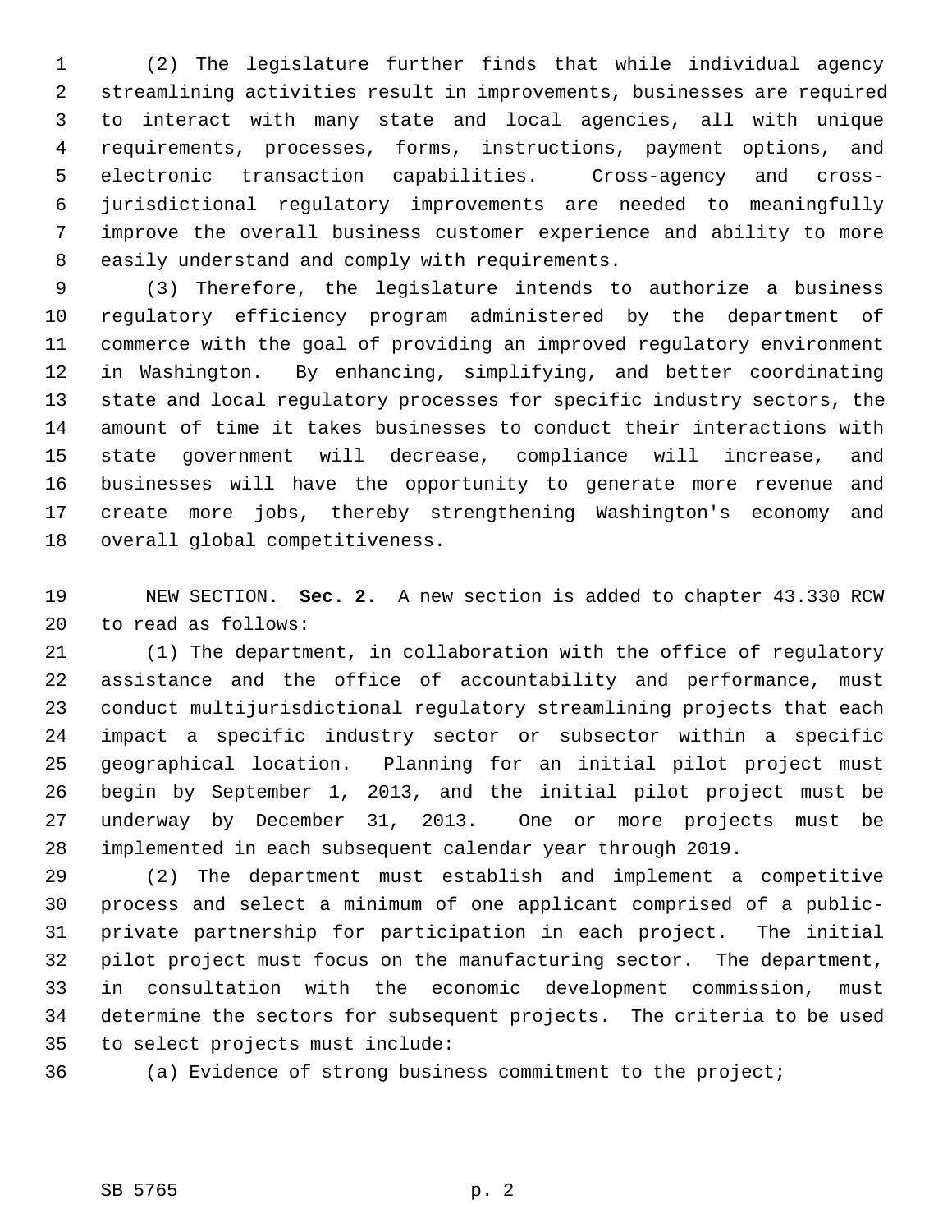(2) The legislature further finds that while individual agency streamlining activities result in improvements, businesses are required to interact with many state and local agencies, all with unique requirements, processes, forms, instructions, payment options, and electronic transaction capabilities. Cross-agency and cross-jurisdictional regulatory improvements are needed to meaningfully improve the overall business customer experience and ability to more easily understand and comply with requirements.

(3) Therefore, the legislature intends to authorize a business regulatory efficiency program administered by the department of commerce with the goal of providing an improved regulatory environment in Washington. By enhancing, simplifying, and better coordinating state and local regulatory processes for specific industry sectors, the amount of time it takes businesses to conduct their interactions with state government will decrease, compliance will increase, and businesses will have the opportunity to generate more revenue and create more jobs, thereby strengthening Washington's economy and overall global competitiveness.

NEW SECTION. **Sec. 2.** A new section is added to chapter 43.330 RCW to read as follows:

(1) The department, in collaboration with the office of regulatory assistance and the office of accountability and performance, must conduct multijurisdictional regulatory streamlining projects that each impact a specific industry sector or subsector within a specific geographical location. Planning for an initial pilot project must begin by September 1, 2013, and the initial pilot project must be underway by December 31, 2013. One or more projects must be implemented in each subsequent calendar year through 2019.

(2) The department must establish and implement a competitive process and select a minimum of one applicant comprised of a public-private partnership for participation in each project. The initial pilot project must focus on the manufacturing sector. The department, in consultation with the economic development commission, must determine the sectors for subsequent projects. The criteria to be used to select projects must include:

(a) Evidence of strong business commitment to the project;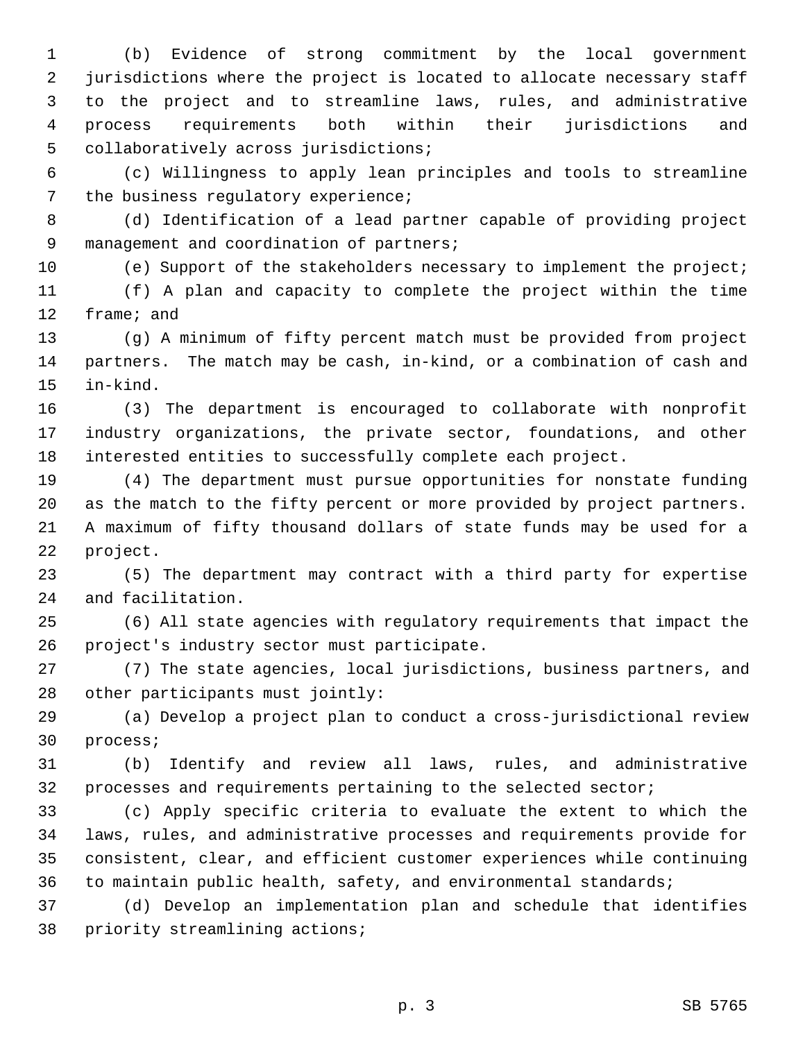(b) Evidence of strong commitment by the local government jurisdictions where the project is located to allocate necessary staff to the project and to streamline laws, rules, and administrative process requirements both within their jurisdictions and collaboratively across jurisdictions;

(c) Willingness to apply lean principles and tools to streamline the business regulatory experience;

(d) Identification of a lead partner capable of providing project management and coordination of partners;

(e) Support of the stakeholders necessary to implement the project;

(f) A plan and capacity to complete the project within the time frame; and

(g) A minimum of fifty percent match must be provided from project partners. The match may be cash, in-kind, or a combination of cash and in-kind.

(3) The department is encouraged to collaborate with nonprofit industry organizations, the private sector, foundations, and other interested entities to successfully complete each project.

(4) The department must pursue opportunities for nonstate funding as the match to the fifty percent or more provided by project partners. A maximum of fifty thousand dollars of state funds may be used for a project.

(5) The department may contract with a third party for expertise and facilitation.

(6) All state agencies with regulatory requirements that impact the project's industry sector must participate.

(7) The state agencies, local jurisdictions, business partners, and other participants must jointly:

(a) Develop a project plan to conduct a cross-jurisdictional review process;

(b) Identify and review all laws, rules, and administrative processes and requirements pertaining to the selected sector;

(c) Apply specific criteria to evaluate the extent to which the laws, rules, and administrative processes and requirements provide for consistent, clear, and efficient customer experiences while continuing to maintain public health, safety, and environmental standards;

(d) Develop an implementation plan and schedule that identifies priority streamlining actions;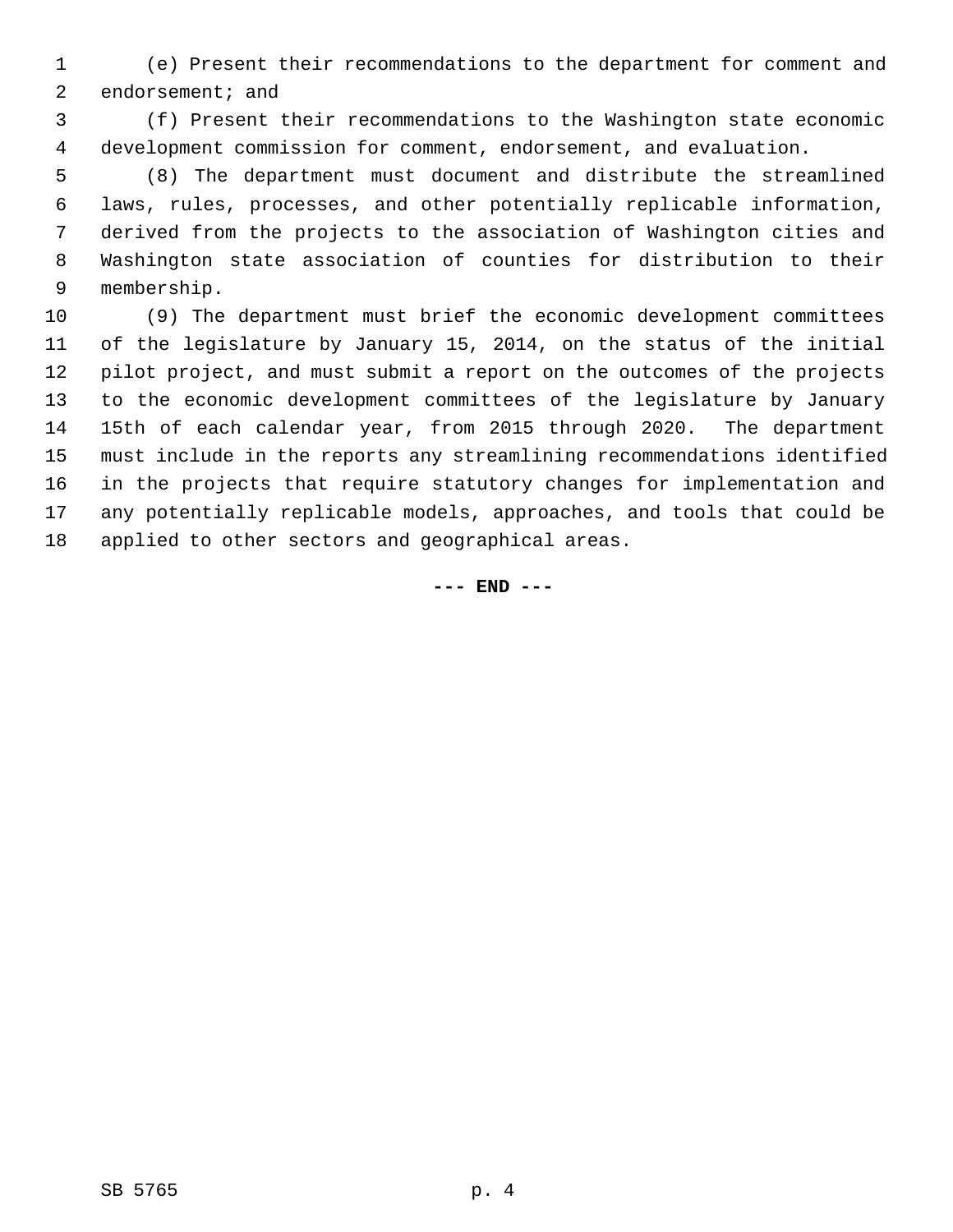(e) Present their recommendations to the department for comment and endorsement; and

(f) Present their recommendations to the Washington state economic development commission for comment, endorsement, and evaluation.

(8) The department must document and distribute the streamlined laws, rules, processes, and other potentially replicable information, derived from the projects to the association of Washington cities and Washington state association of counties for distribution to their membership.

(9) The department must brief the economic development committees of the legislature by January 15, 2014, on the status of the initial pilot project, and must submit a report on the outcomes of the projects to the economic development committees of the legislature by January 15th of each calendar year, from 2015 through 2020. The department must include in the reports any streamlining recommendations identified in the projects that require statutory changes for implementation and any potentially replicable models, approaches, and tools that could be applied to other sectors and geographical areas.

**--- END ---**